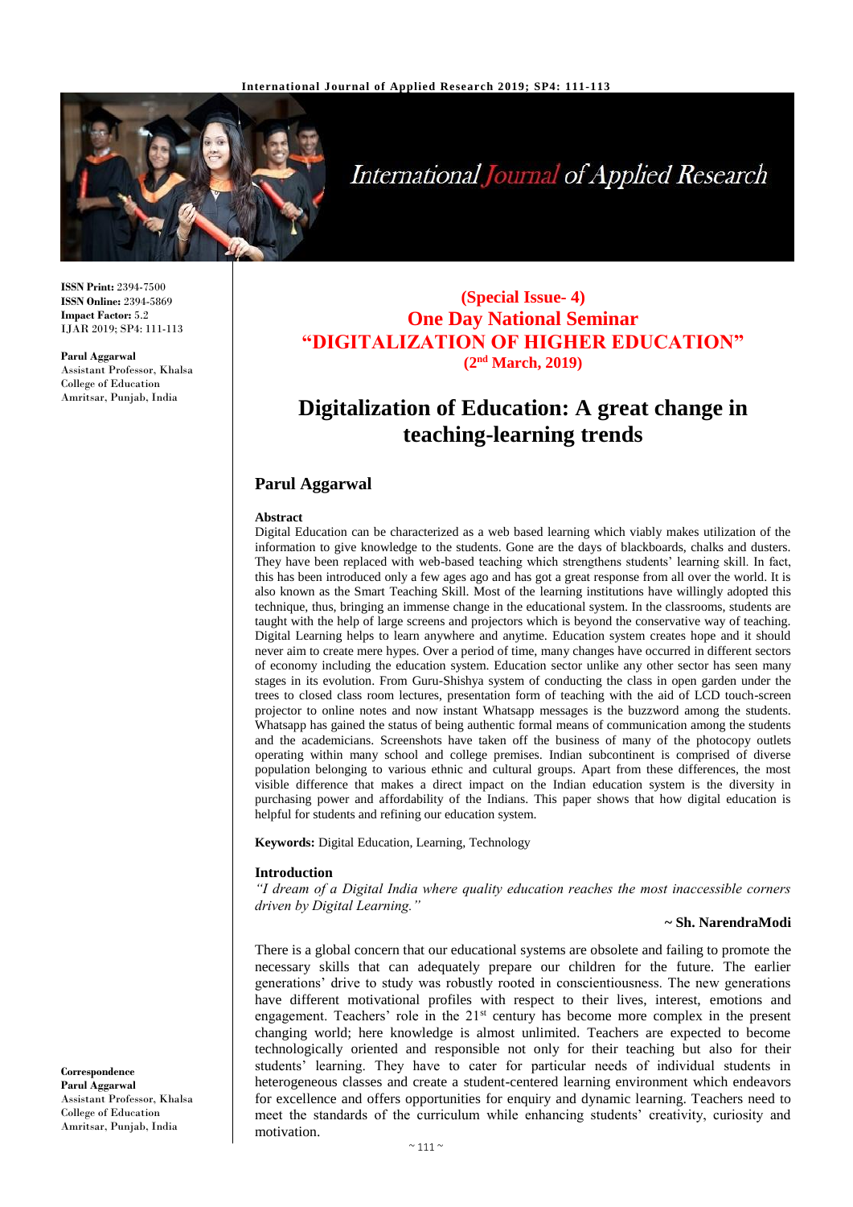**ISSN Print:** 2394-7500
**ISSN Online:** 2394-5869
**Impact Factor:** 5.2
IJAR 2019; SP4: 111-113

**Parul Aggarwal**
Assistant Professor, Khalsa College of Education Amritsar, Punjab, India

**Correspondence**
**Parul Aggarwal**
Assistant Professor, Khalsa College of Education Amritsar, Punjab, India

**(Special Issue- 4)**
**One Day National Seminar**
**"DIGITALIZATION OF HIGHER EDUCATION"**
**(2nd March, 2019)**

# Digitalization of Education: A great change in teaching-learning trends

## Parul Aggarwal

### Abstract

Digital Education can be characterized as a web based learning which viably makes utilization of the information to give knowledge to the students. Gone are the days of blackboards, chalks and dusters. They have been replaced with web-based teaching which strengthens students' learning skill. In fact, this has been introduced only a few ages ago and has got a great response from all over the world. It is also known as the Smart Teaching Skill. Most of the learning institutions have willingly adopted this technique, thus, bringing an immense change in the educational system. In the classrooms, students are taught with the help of large screens and projectors which is beyond the conservative way of teaching. Digital Learning helps to learn anywhere and anytime. Education system creates hope and it should never aim to create mere hypes. Over a period of time, many changes have occurred in different sectors of economy including the education system. Education sector unlike any other sector has seen many stages in its evolution. From Guru-Shishya system of conducting the class in open garden under the trees to closed class room lectures, presentation form of teaching with the aid of LCD touch-screen projector to online notes and now instant Whatsapp messages is the buzzword among the students. Whatsapp has gained the status of being authentic formal means of communication among the students and the academicians. Screenshots have taken off the business of many of the photocopy outlets operating within many school and college premises. Indian subcontinent is comprised of diverse population belonging to various ethnic and cultural groups. Apart from these differences, the most visible difference that makes a direct impact on the Indian education system is the diversity in purchasing power and affordability of the Indians. This paper shows that how digital education is helpful for students and refining our education system.

**Keywords:** Digital Education, Learning, Technology

### Introduction

*"I dream of a Digital India where quality education reaches the most inaccessible corners driven by Digital Learning."*

**~ Sh. NarendraModi**

There is a global concern that our educational systems are obsolete and failing to promote the necessary skills that can adequately prepare our children for the future. The earlier generations' drive to study was robustly rooted in conscientiousness. The new generations have different motivational profiles with respect to their lives, interest, emotions and engagement. Teachers' role in the 21st century has become more complex in the present changing world; here knowledge is almost unlimited. Teachers are expected to become technologically oriented and responsible not only for their teaching but also for their students' learning. They have to cater for particular needs of individual students in heterogeneous classes and create a student-centered learning environment which endeavors for excellence and offers opportunities for enquiry and dynamic learning. Teachers need to meet the standards of the curriculum while enhancing students' creativity, curiosity and motivation.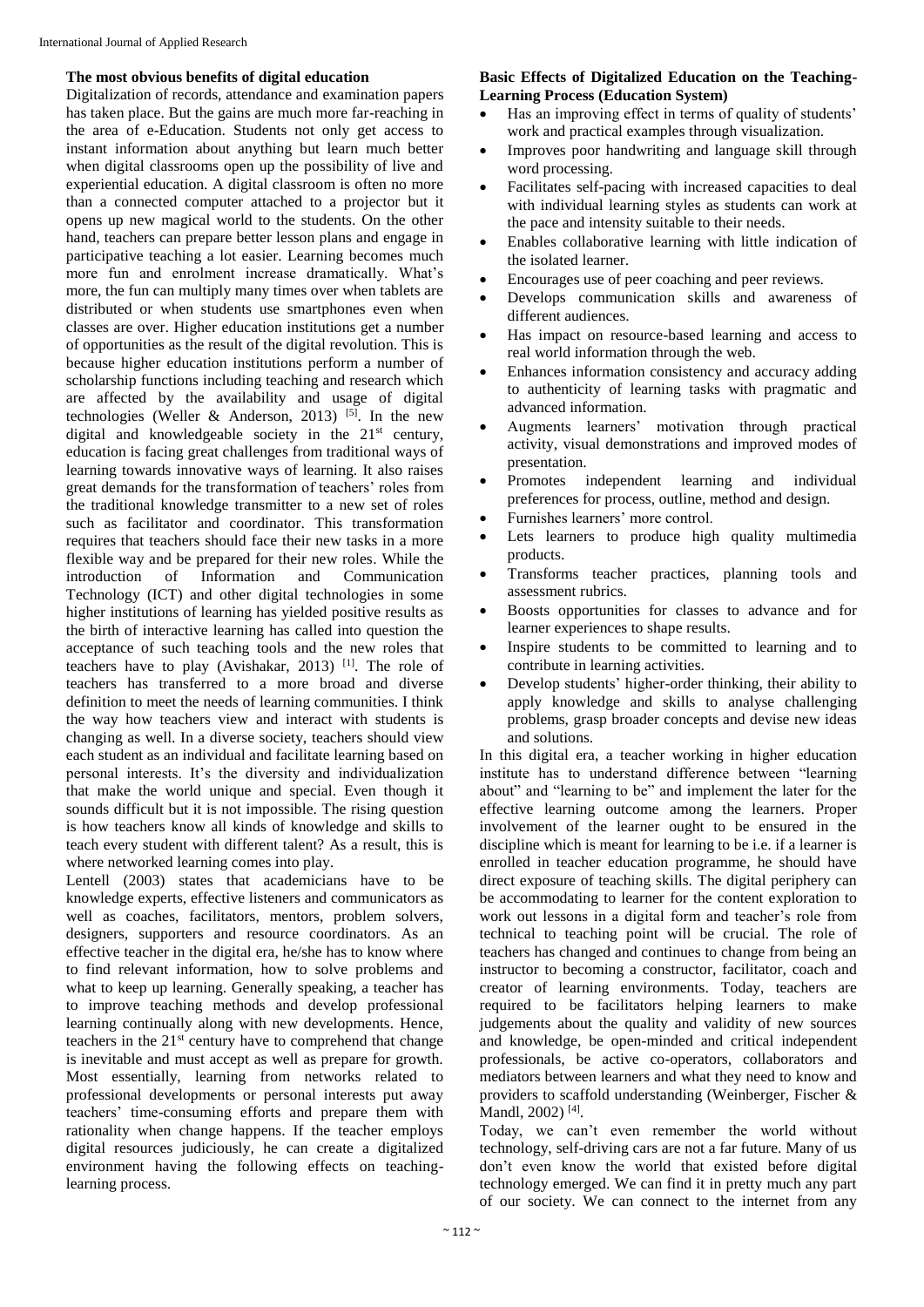### The most obvious benefits of digital education

Digitalization of records, attendance and examination papers has taken place. But the gains are much more far-reaching in the area of e-Education. Students not only get access to instant information about anything but learn much better when digital classrooms open up the possibility of live and experiential education. A digital classroom is often no more than a connected computer attached to a projector but it opens up new magical world to the students. On the other hand, teachers can prepare better lesson plans and engage in participative teaching a lot easier. Learning becomes much more fun and enrolment increase dramatically. What's more, the fun can multiply many times over when tablets are distributed or when students use smartphones even when classes are over. Higher education institutions get a number of opportunities as the result of the digital revolution. This is because higher education institutions perform a number of scholarship functions including teaching and research which are affected by the availability and usage of digital technologies (Weller & Anderson, 2013) [5]. In the new digital and knowledgeable society in the 21st century, education is facing great challenges from traditional ways of learning towards innovative ways of learning. It also raises great demands for the transformation of teachers' roles from the traditional knowledge transmitter to a new set of roles such as facilitator and coordinator. This transformation requires that teachers should face their new tasks in a more flexible way and be prepared for their new roles. While the introduction of Information and Communication Technology (ICT) and other digital technologies in some higher institutions of learning has yielded positive results as the birth of interactive learning has called into question the acceptance of such teaching tools and the new roles that teachers have to play (Avishakar, 2013) [1]. The role of teachers has transferred to a more broad and diverse definition to meet the needs of learning communities. I think the way how teachers view and interact with students is changing as well. In a diverse society, teachers should view each student as an individual and facilitate learning based on personal interests. It's the diversity and individualization that make the world unique and special. Even though it sounds difficult but it is not impossible. The rising question is how teachers know all kinds of knowledge and skills to teach every student with different talent? As a result, this is where networked learning comes into play.

Lentell (2003) states that academicians have to be knowledge experts, effective listeners and communicators as well as coaches, facilitators, mentors, problem solvers, designers, supporters and resource coordinators. As an effective teacher in the digital era, he/she has to know where to find relevant information, how to solve problems and what to keep up learning. Generally speaking, a teacher has to improve teaching methods and develop professional learning continually along with new developments. Hence, teachers in the 21st century have to comprehend that change is inevitable and must accept as well as prepare for growth. Most essentially, learning from networks related to professional developments or personal interests put away teachers' time-consuming efforts and prepare them with rationality when change happens. If the teacher employs digital resources judiciously, he can create a digitalized environment having the following effects on teaching-learning process.

### Basic Effects of Digitalized Education on the Teaching-Learning Process (Education System)

- Has an improving effect in terms of quality of students' work and practical examples through visualization.
- Improves poor handwriting and language skill through word processing.
- Facilitates self-pacing with increased capacities to deal with individual learning styles as students can work at the pace and intensity suitable to their needs.
- Enables collaborative learning with little indication of the isolated learner.
- Encourages use of peer coaching and peer reviews.
- Develops communication skills and awareness of different audiences.
- Has impact on resource-based learning and access to real world information through the web.
- Enhances information consistency and accuracy adding to authenticity of learning tasks with pragmatic and advanced information.
- Augments learners' motivation through practical activity, visual demonstrations and improved modes of presentation.
- Promotes independent learning and individual preferences for process, outline, method and design.
- Furnishes learners' more control.
- Lets learners to produce high quality multimedia products.
- Transforms teacher practices, planning tools and assessment rubrics.
- Boosts opportunities for classes to advance and for learner experiences to shape results.
- Inspire students to be committed to learning and to contribute in learning activities.
- Develop students' higher-order thinking, their ability to apply knowledge and skills to analyse challenging problems, grasp broader concepts and devise new ideas and solutions.

In this digital era, a teacher working in higher education institute has to understand difference between "learning about" and "learning to be" and implement the later for the effective learning outcome among the learners. Proper involvement of the learner ought to be ensured in the discipline which is meant for learning to be i.e. if a learner is enrolled in teacher education programme, he should have direct exposure of teaching skills. The digital periphery can be accommodating to learner for the content exploration to work out lessons in a digital form and teacher's role from technical to teaching point will be crucial. The role of teachers has changed and continues to change from being an instructor to becoming a constructor, facilitator, coach and creator of learning environments. Today, teachers are required to be facilitators helping learners to make judgements about the quality and validity of new sources and knowledge, be open-minded and critical independent professionals, be active co-operators, collaborators and mediators between learners and what they need to know and providers to scaffold understanding (Weinberger, Fischer & Mandl, 2002) [4].

Today, we can't even remember the world without technology, self-driving cars are not a far future. Many of us don't even know the world that existed before digital technology emerged. We can find it in pretty much any part of our society. We can connect to the internet from any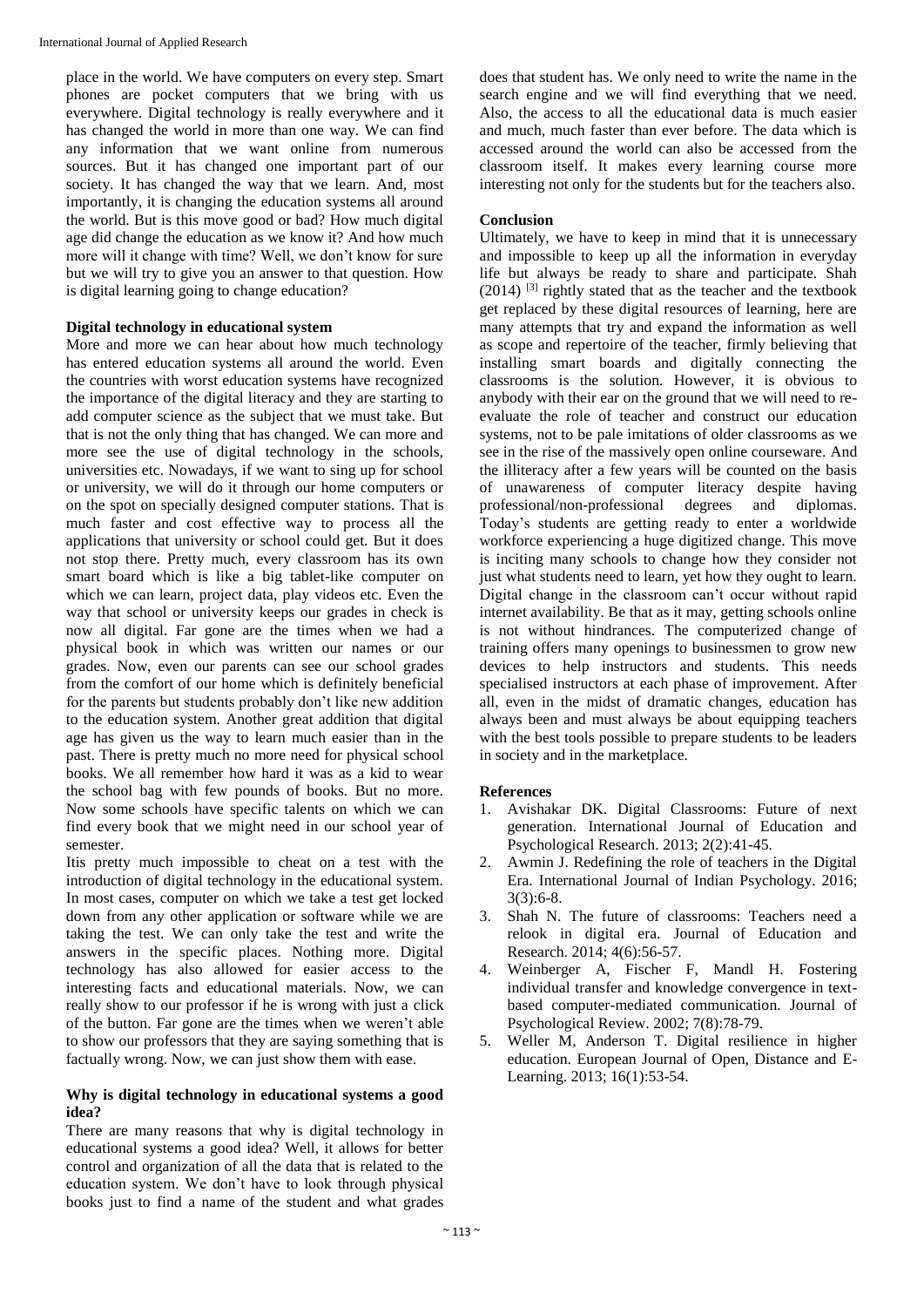place in the world. We have computers on every step. Smart phones are pocket computers that we bring with us everywhere. Digital technology is really everywhere and it has changed the world in more than one way. We can find any information that we want online from numerous sources. But it has changed one important part of our society. It has changed the way that we learn. And, most importantly, it is changing the education systems all around the world. But is this move good or bad? How much digital age did change the education as we know it? And how much more will it change with time? Well, we don't know for sure but we will try to give you an answer to that question. How is digital learning going to change education?

**Digital technology in educational system**

More and more we can hear about how much technology has entered education systems all around the world. Even the countries with worst education systems have recognized the importance of the digital literacy and they are starting to add computer science as the subject that we must take. But that is not the only thing that has changed. We can more and more see the use of digital technology in the schools, universities etc. Nowadays, if we want to sing up for school or university, we will do it through our home computers or on the spot on specially designed computer stations. That is much faster and cost effective way to process all the applications that university or school could get. But it does not stop there. Pretty much, every classroom has its own smart board which is like a big tablet-like computer on which we can learn, project data, play videos etc. Even the way that school or university keeps our grades in check is now all digital. Far gone are the times when we had a physical book in which was written our names or our grades. Now, even our parents can see our school grades from the comfort of our home which is definitely beneficial for the parents but students probably don't like new addition to the education system. Another great addition that digital age has given us the way to learn much easier than in the past. There is pretty much no more need for physical school books. We all remember how hard it was as a kid to wear the school bag with few pounds of books. But no more. Now some schools have specific talents on which we can find every book that we might need in our school year of semester.

Itis pretty much impossible to cheat on a test with the introduction of digital technology in the educational system. In most cases, computer on which we take a test get locked down from any other application or software while we are taking the test. We can only take the test and write the answers in the specific places. Nothing more. Digital technology has also allowed for easier access to the interesting facts and educational materials. Now, we can really show to our professor if he is wrong with just a click of the button. Far gone are the times when we weren't able to show our professors that they are saying something that is factually wrong. Now, we can just show them with ease.

**Why is digital technology in educational systems a good idea?**

There are many reasons that why is digital technology in educational systems a good idea? Well, it allows for better control and organization of all the data that is related to the education system. We don't have to look through physical books just to find a name of the student and what grades does that student has. We only need to write the name in the search engine and we will find everything that we need. Also, the access to all the educational data is much easier and much, much faster than ever before. The data which is accessed around the world can also be accessed from the classroom itself. It makes every learning course more interesting not only for the students but for the teachers also.

**Conclusion**

Ultimately, we have to keep in mind that it is unnecessary and impossible to keep up all the information in everyday life but always be ready to share and participate. Shah (2014) [3] rightly stated that as the teacher and the textbook get replaced by these digital resources of learning, here are many attempts that try and expand the information as well as scope and repertoire of the teacher, firmly believing that installing smart boards and digitally connecting the classrooms is the solution. However, it is obvious to anybody with their ear on the ground that we will need to re-evaluate the role of teacher and construct our education systems, not to be pale imitations of older classrooms as we see in the rise of the massively open online courseware. And the illiteracy after a few years will be counted on the basis of unawareness of computer literacy despite having professional/non-professional degrees and diplomas. Today's students are getting ready to enter a worldwide workforce experiencing a huge digitized change. This move is inciting many schools to change how they consider not just what students need to learn, yet how they ought to learn. Digital change in the classroom can't occur without rapid internet availability. Be that as it may, getting schools online is not without hindrances. The computerized change of training offers many openings to businessmen to grow new devices to help instructors and students. This needs specialised instructors at each phase of improvement. After all, even in the midst of dramatic changes, education has always been and must always be about equipping teachers with the best tools possible to prepare students to be leaders in society and in the marketplace.

**References**

1. Avishakar DK. Digital Classrooms: Future of next generation. International Journal of Education and Psychological Research. 2013; 2(2):41-45.
2. Awmin J. Redefining the role of teachers in the Digital Era. International Journal of Indian Psychology. 2016; 3(3):6-8.
3. Shah N. The future of classrooms: Teachers need a relook in digital era. Journal of Education and Research. 2014; 4(6):56-57.
4. Weinberger A, Fischer F, Mandl H. Fostering individual transfer and knowledge convergence in text-based computer-mediated communication. Journal of Psychological Review. 2002; 7(8):78-79.
5. Weller M, Anderson T. Digital resilience in higher education. European Journal of Open, Distance and E-Learning. 2013; 16(1):53-54.